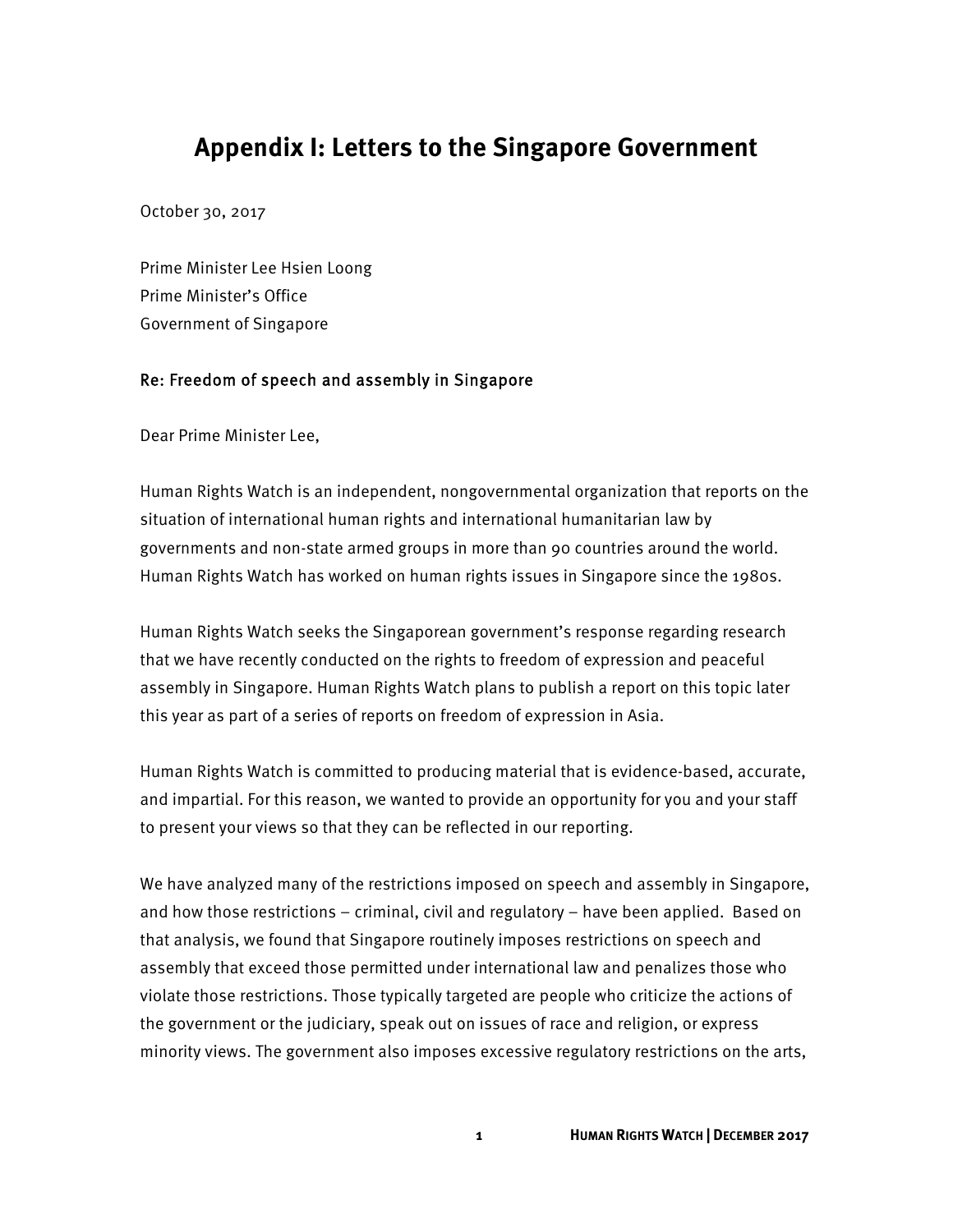# Appendix I: Letters to the Singapore Government

October 30, 2017

Prime Minister Lee Hsien Loong
Prime Minister's Office
Government of Singapore

Re: Freedom of speech and assembly in Singapore

Dear Prime Minister Lee,

Human Rights Watch is an independent, nongovernmental organization that reports on the situation of international human rights and international humanitarian law by governments and non-state armed groups in more than 90 countries around the world. Human Rights Watch has worked on human rights issues in Singapore since the 1980s.

Human Rights Watch seeks the Singaporean government's response regarding research that we have recently conducted on the rights to freedom of expression and peaceful assembly in Singapore. Human Rights Watch plans to publish a report on this topic later this year as part of a series of reports on freedom of expression in Asia.

Human Rights Watch is committed to producing material that is evidence-based, accurate, and impartial. For this reason, we wanted to provide an opportunity for you and your staff to present your views so that they can be reflected in our reporting.

We have analyzed many of the restrictions imposed on speech and assembly in Singapore, and how those restrictions – criminal, civil and regulatory – have been applied. Based on that analysis, we found that Singapore routinely imposes restrictions on speech and assembly that exceed those permitted under international law and penalizes those who violate those restrictions. Those typically targeted are people who criticize the actions of the government or the judiciary, speak out on issues of race and religion, or express minority views. The government also imposes excessive regulatory restrictions on the arts,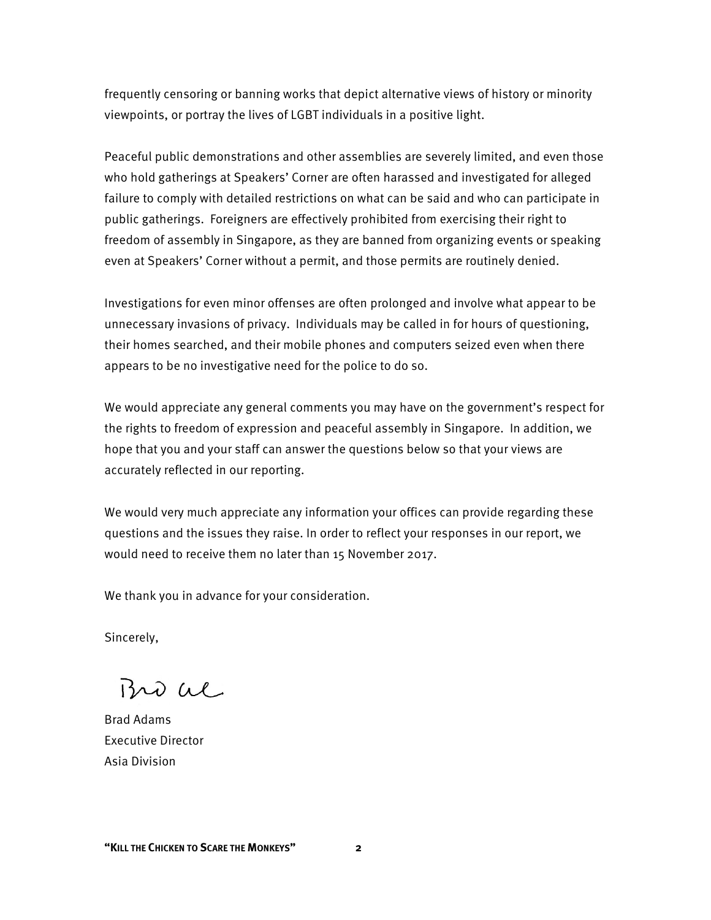frequently censoring or banning works that depict alternative views of history or minority viewpoints, or portray the lives of LGBT individuals in a positive light.

Peaceful public demonstrations and other assemblies are severely limited, and even those who hold gatherings at Speakers' Corner are often harassed and investigated for alleged failure to comply with detailed restrictions on what can be said and who can participate in public gatherings. Foreigners are effectively prohibited from exercising their right to freedom of assembly in Singapore, as they are banned from organizing events or speaking even at Speakers' Corner without a permit, and those permits are routinely denied.

Investigations for even minor offenses are often prolonged and involve what appear to be unnecessary invasions of privacy. Individuals may be called in for hours of questioning, their homes searched, and their mobile phones and computers seized even when there appears to be no investigative need for the police to do so.

We would appreciate any general comments you may have on the government's respect for the rights to freedom of expression and peaceful assembly in Singapore. In addition, we hope that you and your staff can answer the questions below so that your views are accurately reflected in our reporting.

We would very much appreciate any information your offices can provide regarding these questions and the issues they raise. In order to reflect your responses in our report, we would need to receive them no later than 15 November 2017.

We thank you in advance for your consideration.

Sincerely,

Brad Adams
Executive Director
Asia Division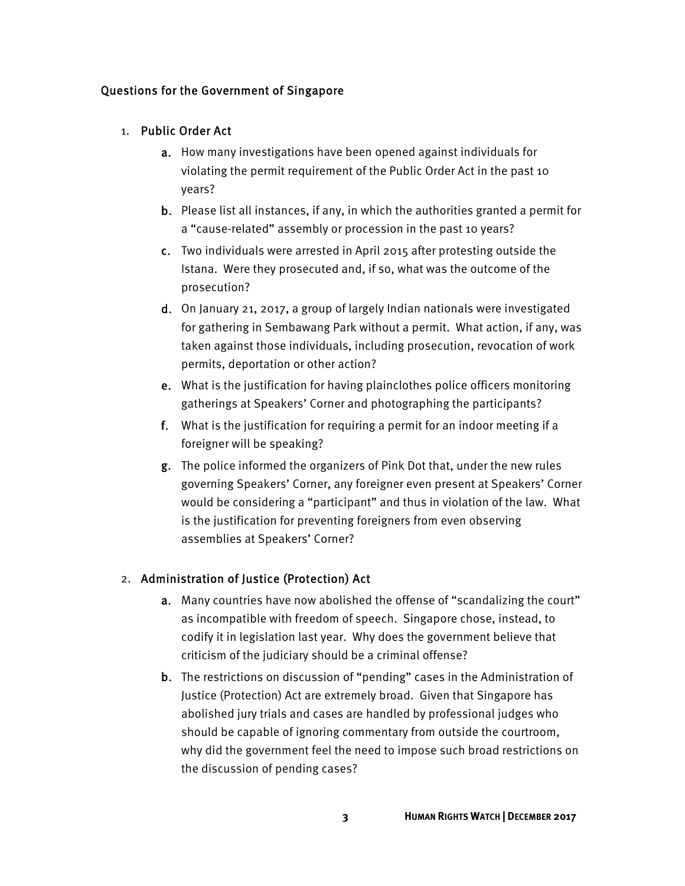## Questions for the Government of Singapore

1. **Public Order Act**
   - a. How many investigations have been opened against individuals for violating the permit requirement of the Public Order Act in the past 10 years?
   - b. Please list all instances, if any, in which the authorities granted a permit for a "cause-related" assembly or procession in the past 10 years?
   - c. Two individuals were arrested in April 2015 after protesting outside the Istana. Were they prosecuted and, if so, what was the outcome of the prosecution?
   - d. On January 21, 2017, a group of largely Indian nationals were investigated for gathering in Sembawang Park without a permit. What action, if any, was taken against those individuals, including prosecution, revocation of work permits, deportation or other action?
   - e. What is the justification for having plainclothes police officers monitoring gatherings at Speakers' Corner and photographing the participants?
   - f. What is the justification for requiring a permit for an indoor meeting if a foreigner will be speaking?
   - g. The police informed the organizers of Pink Dot that, under the new rules governing Speakers' Corner, any foreigner even present at Speakers' Corner would be considering a "participant" and thus in violation of the law. What is the justification for preventing foreigners from even observing assemblies at Speakers' Corner?

2. **Administration of Justice (Protection) Act**
   - a. Many countries have now abolished the offense of "scandalizing the court" as incompatible with freedom of speech. Singapore chose, instead, to codify it in legislation last year. Why does the government believe that criticism of the judiciary should be a criminal offense?
   - b. The restrictions on discussion of "pending" cases in the Administration of Justice (Protection) Act are extremely broad. Given that Singapore has abolished jury trials and cases are handled by professional judges who should be capable of ignoring commentary from outside the courtroom, why did the government feel the need to impose such broad restrictions on the discussion of pending cases?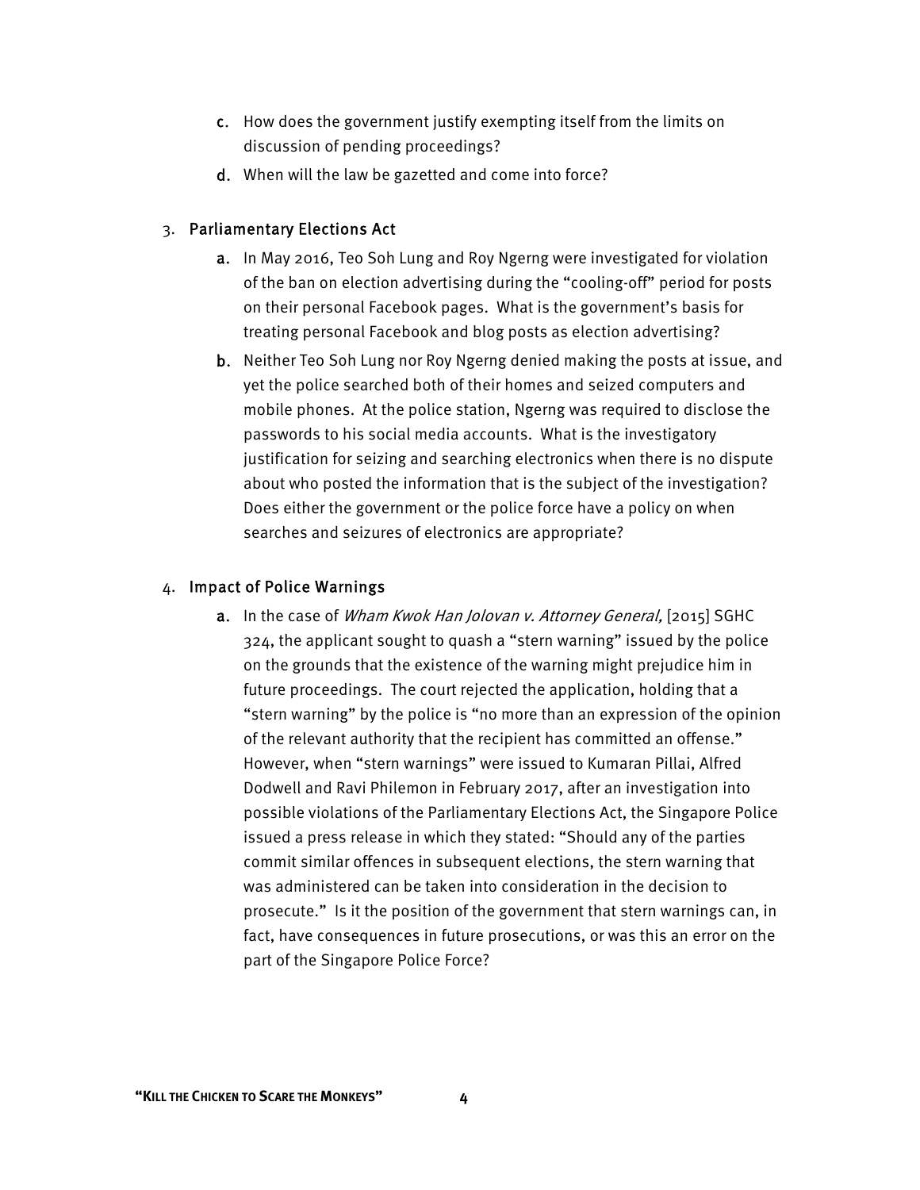c. How does the government justify exempting itself from the limits on discussion of pending proceedings?

d. When will the law be gazetted and come into force?

3. **Parliamentary Elections Act**

   a. In May 2016, Teo Soh Lung and Roy Ngerng were investigated for violation of the ban on election advertising during the "cooling-off" period for posts on their personal Facebook pages. What is the government's basis for treating personal Facebook and blog posts as election advertising?

   b. Neither Teo Soh Lung nor Roy Ngerng denied making the posts at issue, and yet the police searched both of their homes and seized computers and mobile phones. At the police station, Ngerng was required to disclose the passwords to his social media accounts. What is the investigatory justification for seizing and searching electronics when there is no dispute about who posted the information that is the subject of the investigation? Does either the government or the police force have a policy on when searches and seizures of electronics are appropriate?

4. **Impact of Police Warnings**

   a. In the case of *Wham Kwok Han Jolovan v. Attorney General,* [2015] SGHC 324, the applicant sought to quash a "stern warning" issued by the police on the grounds that the existence of the warning might prejudice him in future proceedings. The court rejected the application, holding that a "stern warning" by the police is "no more than an expression of the opinion of the relevant authority that the recipient has committed an offense." However, when "stern warnings" were issued to Kumaran Pillai, Alfred Dodwell and Ravi Philemon in February 2017, after an investigation into possible violations of the Parliamentary Elections Act, the Singapore Police issued a press release in which they stated: "Should any of the parties commit similar offences in subsequent elections, the stern warning that was administered can be taken into consideration in the decision to prosecute." Is it the position of the government that stern warnings can, in fact, have consequences in future prosecutions, or was this an error on the part of the Singapore Police Force?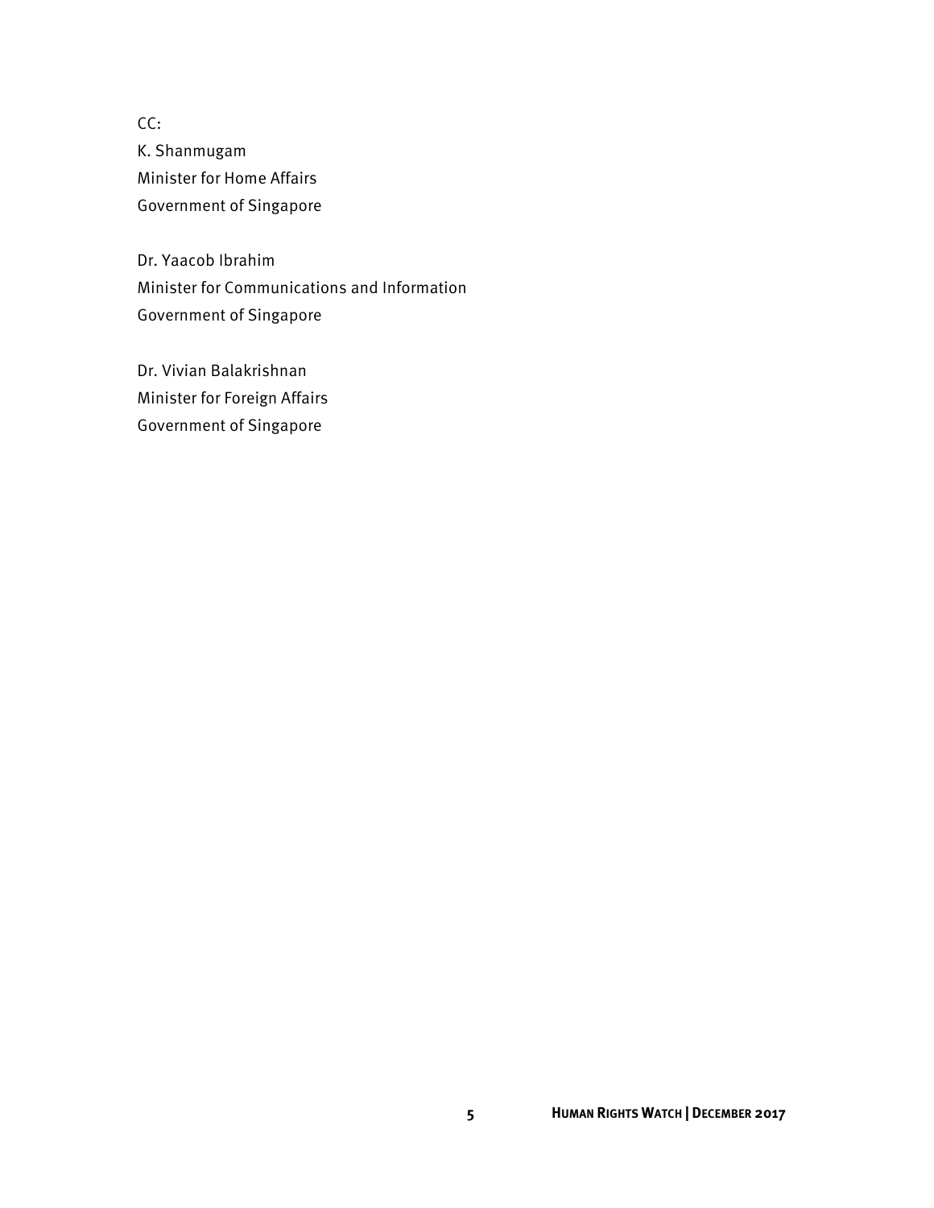CC:

K. Shanmugam
Minister for Home Affairs
Government of Singapore

Dr. Yaacob Ibrahim
Minister for Communications and Information
Government of Singapore

Dr. Vivian Balakrishnan
Minister for Foreign Affairs
Government of Singapore